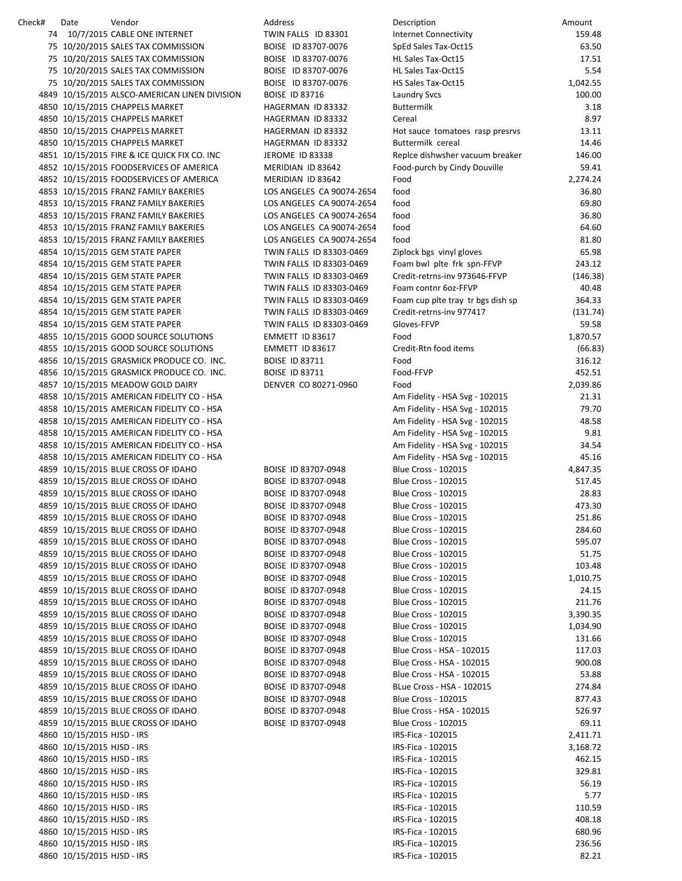| Check# | Date | Vendor | Address | Description | Amount |
|---|---|---|---|---|---|
| 74 | 10/7/2015 | CABLE ONE INTERNET | TWIN FALLS ID 83301 | Internet Connectivity | 159.48 |
| 75 | 10/20/2015 | SALES TAX COMMISSION | BOISE ID 83707-0076 | SpEd Sales Tax-Oct15 | 63.50 |
| 75 | 10/20/2015 | SALES TAX COMMISSION | BOISE ID 83707-0076 | HL Sales Tax-Oct15 | 17.51 |
| 75 | 10/20/2015 | SALES TAX COMMISSION | BOISE ID 83707-0076 | HL Sales Tax-Oct15 | 5.54 |
| 75 | 10/20/2015 | SALES TAX COMMISSION | BOISE ID 83707-0076 | HS Sales Tax-Oct15 | 1,042.55 |
| 4849 | 10/15/2015 | ALSCO-AMERICAN LINEN DIVISION | BOISE ID 83716 | Laundry Svcs | 100.00 |
| 4850 | 10/15/2015 | CHAPPELS MARKET | HAGERMAN ID 83332 | Buttermilk | 3.18 |
| 4850 | 10/15/2015 | CHAPPELS MARKET | HAGERMAN ID 83332 | Cereal | 8.97 |
| 4850 | 10/15/2015 | CHAPPELS MARKET | HAGERMAN ID 83332 | Hot sauce tomatoes rasp presrvs | 13.11 |
| 4850 | 10/15/2015 | CHAPPELS MARKET | HAGERMAN ID 83332 | Buttermilk cereal | 14.46 |
| 4851 | 10/15/2015 | FIRE & ICE QUICK FIX CO. INC | JEROME ID 83338 | Replce dishwsher vacuum breaker | 146.00 |
| 4852 | 10/15/2015 | FOODSERVICES OF AMERICA | MERIDIAN ID 83642 | Food-purch by Cindy Douville | 59.41 |
| 4852 | 10/15/2015 | FOODSERVICES OF AMERICA | MERIDIAN ID 83642 | Food | 2,274.24 |
| 4853 | 10/15/2015 | FRANZ FAMILY BAKERIES | LOS ANGELES CA 90074-2654 | food | 36.80 |
| 4853 | 10/15/2015 | FRANZ FAMILY BAKERIES | LOS ANGELES CA 90074-2654 | food | 69.80 |
| 4853 | 10/15/2015 | FRANZ FAMILY BAKERIES | LOS ANGELES CA 90074-2654 | food | 36.80 |
| 4853 | 10/15/2015 | FRANZ FAMILY BAKERIES | LOS ANGELES CA 90074-2654 | food | 64.60 |
| 4853 | 10/15/2015 | FRANZ FAMILY BAKERIES | LOS ANGELES CA 90074-2654 | food | 81.80 |
| 4854 | 10/15/2015 | GEM STATE PAPER | TWIN FALLS ID 83303-0469 | Ziplock bgs vinyl gloves | 65.98 |
| 4854 | 10/15/2015 | GEM STATE PAPER | TWIN FALLS ID 83303-0469 | Foam bwl plte frk spn-FFVP | 243.12 |
| 4854 | 10/15/2015 | GEM STATE PAPER | TWIN FALLS ID 83303-0469 | Credit-retrns-inv 973646-FFVP | (146.38) |
| 4854 | 10/15/2015 | GEM STATE PAPER | TWIN FALLS ID 83303-0469 | Foam contnr 6oz-FFVP | 40.48 |
| 4854 | 10/15/2015 | GEM STATE PAPER | TWIN FALLS ID 83303-0469 | Foam cup plte tray tr bgs dish sp | 364.33 |
| 4854 | 10/15/2015 | GEM STATE PAPER | TWIN FALLS ID 83303-0469 | Credit-retrns-inv 977417 | (131.74) |
| 4854 | 10/15/2015 | GEM STATE PAPER | TWIN FALLS ID 83303-0469 | Gloves-FFVP | 59.58 |
| 4855 | 10/15/2015 | GOOD SOURCE SOLUTIONS | EMMETT ID 83617 | Food | 1,870.57 |
| 4855 | 10/15/2015 | GOOD SOURCE SOLUTIONS | EMMETT ID 83617 | Credit-Rtn food items | (66.83) |
| 4856 | 10/15/2015 | GRASMICK PRODUCE CO. INC. | BOISE ID 83711 | Food | 316.12 |
| 4856 | 10/15/2015 | GRASMICK PRODUCE CO. INC. | BOISE ID 83711 | Food-FFVP | 452.51 |
| 4857 | 10/15/2015 | MEADOW GOLD DAIRY | DENVER CO 80271-0960 | Food | 2,039.86 |
| 4858 | 10/15/2015 | AMERICAN FIDELITY CO - HSA | | Am Fidelity - HSA Svg - 102015 | 21.31 |
| 4858 | 10/15/2015 | AMERICAN FIDELITY CO - HSA | | Am Fidelity - HSA Svg - 102015 | 79.70 |
| 4858 | 10/15/2015 | AMERICAN FIDELITY CO - HSA | | Am Fidelity - HSA Svg - 102015 | 48.58 |
| 4858 | 10/15/2015 | AMERICAN FIDELITY CO - HSA | | Am Fidelity - HSA Svg - 102015 | 9.81 |
| 4858 | 10/15/2015 | AMERICAN FIDELITY CO - HSA | | Am Fidelity - HSA Svg - 102015 | 34.54 |
| 4858 | 10/15/2015 | AMERICAN FIDELITY CO - HSA | | Am Fidelity - HSA Svg - 102015 | 45.16 |
| 4859 | 10/15/2015 | BLUE CROSS OF IDAHO | BOISE ID 83707-0948 | Blue Cross - 102015 | 4,847.35 |
| 4859 | 10/15/2015 | BLUE CROSS OF IDAHO | BOISE ID 83707-0948 | Blue Cross - 102015 | 517.45 |
| 4859 | 10/15/2015 | BLUE CROSS OF IDAHO | BOISE ID 83707-0948 | Blue Cross - 102015 | 28.83 |
| 4859 | 10/15/2015 | BLUE CROSS OF IDAHO | BOISE ID 83707-0948 | Blue Cross - 102015 | 473.30 |
| 4859 | 10/15/2015 | BLUE CROSS OF IDAHO | BOISE ID 83707-0948 | Blue Cross - 102015 | 251.86 |
| 4859 | 10/15/2015 | BLUE CROSS OF IDAHO | BOISE ID 83707-0948 | Blue Cross - 102015 | 284.60 |
| 4859 | 10/15/2015 | BLUE CROSS OF IDAHO | BOISE ID 83707-0948 | Blue Cross - 102015 | 595.07 |
| 4859 | 10/15/2015 | BLUE CROSS OF IDAHO | BOISE ID 83707-0948 | Blue Cross - 102015 | 51.75 |
| 4859 | 10/15/2015 | BLUE CROSS OF IDAHO | BOISE ID 83707-0948 | Blue Cross - 102015 | 103.48 |
| 4859 | 10/15/2015 | BLUE CROSS OF IDAHO | BOISE ID 83707-0948 | Blue Cross - 102015 | 1,010.75 |
| 4859 | 10/15/2015 | BLUE CROSS OF IDAHO | BOISE ID 83707-0948 | Blue Cross - 102015 | 24.15 |
| 4859 | 10/15/2015 | BLUE CROSS OF IDAHO | BOISE ID 83707-0948 | Blue Cross - 102015 | 211.76 |
| 4859 | 10/15/2015 | BLUE CROSS OF IDAHO | BOISE ID 83707-0948 | Blue Cross - 102015 | 3,390.35 |
| 4859 | 10/15/2015 | BLUE CROSS OF IDAHO | BOISE ID 83707-0948 | Blue Cross - 102015 | 1,034.90 |
| 4859 | 10/15/2015 | BLUE CROSS OF IDAHO | BOISE ID 83707-0948 | Blue Cross - 102015 | 131.66 |
| 4859 | 10/15/2015 | BLUE CROSS OF IDAHO | BOISE ID 83707-0948 | Blue Cross - HSA - 102015 | 117.03 |
| 4859 | 10/15/2015 | BLUE CROSS OF IDAHO | BOISE ID 83707-0948 | Blue Cross - HSA - 102015 | 900.08 |
| 4859 | 10/15/2015 | BLUE CROSS OF IDAHO | BOISE ID 83707-0948 | Blue Cross - HSA - 102015 | 53.88 |
| 4859 | 10/15/2015 | BLUE CROSS OF IDAHO | BOISE ID 83707-0948 | BLue Cross - HSA - 102015 | 274.84 |
| 4859 | 10/15/2015 | BLUE CROSS OF IDAHO | BOISE ID 83707-0948 | Blue Cross - 102015 | 877.43 |
| 4859 | 10/15/2015 | BLUE CROSS OF IDAHO | BOISE ID 83707-0948 | Blue Cross - HSA - 102015 | 526.97 |
| 4859 | 10/15/2015 | BLUE CROSS OF IDAHO | BOISE ID 83707-0948 | Blue Cross - 102015 | 69.11 |
| 4860 | 10/15/2015 | HJSD - IRS | | IRS-Fica - 102015 | 2,411.71 |
| 4860 | 10/15/2015 | HJSD - IRS | | IRS-Fica - 102015 | 3,168.72 |
| 4860 | 10/15/2015 | HJSD - IRS | | IRS-Fica - 102015 | 462.15 |
| 4860 | 10/15/2015 | HJSD - IRS | | IRS-Fica - 102015 | 329.81 |
| 4860 | 10/15/2015 | HJSD - IRS | | IRS-Fica - 102015 | 56.19 |
| 4860 | 10/15/2015 | HJSD - IRS | | IRS-Fica - 102015 | 5.77 |
| 4860 | 10/15/2015 | HJSD - IRS | | IRS-Fica - 102015 | 110.59 |
| 4860 | 10/15/2015 | HJSD - IRS | | IRS-Fica - 102015 | 408.18 |
| 4860 | 10/15/2015 | HJSD - IRS | | IRS-Fica - 102015 | 680.96 |
| 4860 | 10/15/2015 | HJSD - IRS | | IRS-Fica - 102015 | 236.56 |
| 4860 | 10/15/2015 | HJSD - IRS | | IRS-Fica - 102015 | 82.21 |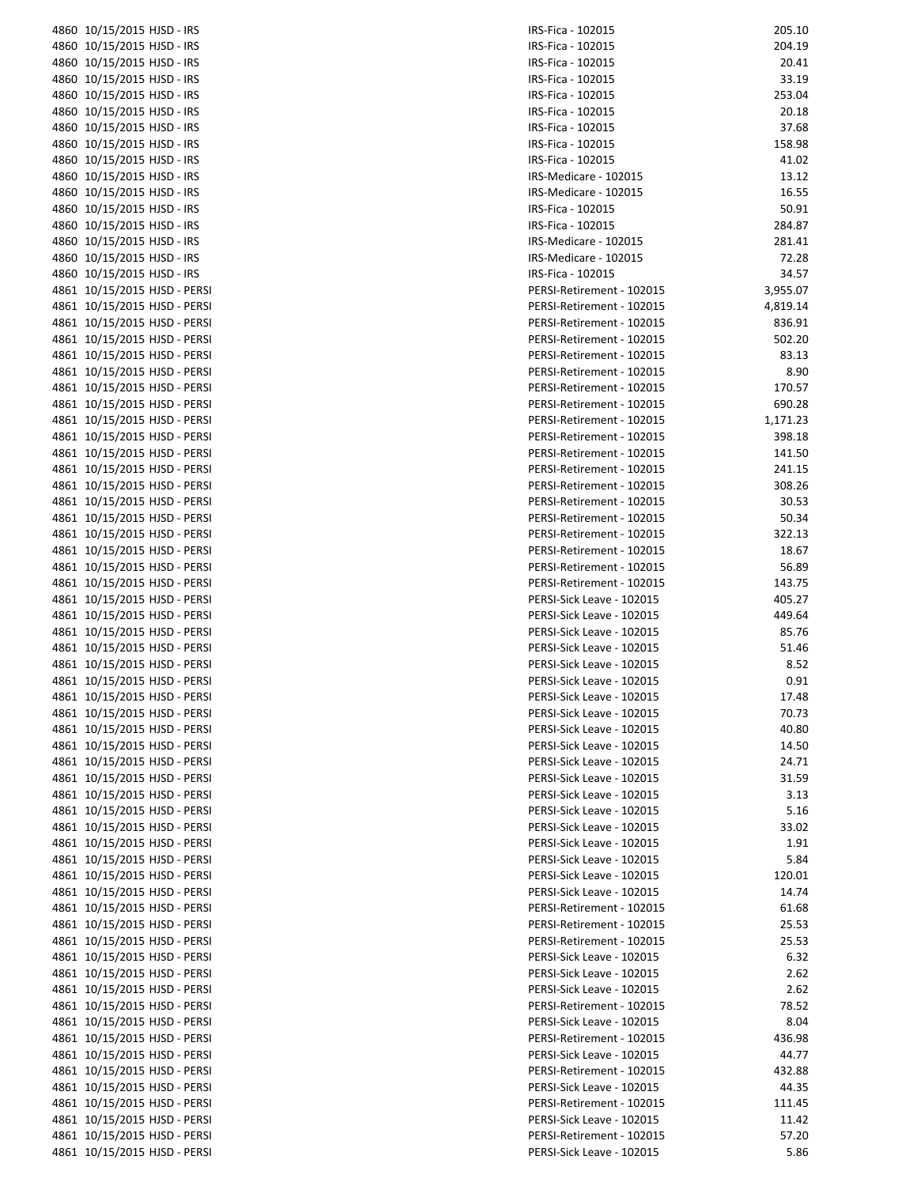| | | | | |
|---|---|---|---|---|
| 4860 | 10/15/2015 | HJSD - IRS | IRS-Fica - 102015 | 205.10 |
| 4860 | 10/15/2015 | HJSD - IRS | IRS-Fica - 102015 | 204.19 |
| 4860 | 10/15/2015 | HJSD - IRS | IRS-Fica - 102015 | 20.41 |
| 4860 | 10/15/2015 | HJSD - IRS | IRS-Fica - 102015 | 33.19 |
| 4860 | 10/15/2015 | HJSD - IRS | IRS-Fica - 102015 | 253.04 |
| 4860 | 10/15/2015 | HJSD - IRS | IRS-Fica - 102015 | 20.18 |
| 4860 | 10/15/2015 | HJSD - IRS | IRS-Fica - 102015 | 37.68 |
| 4860 | 10/15/2015 | HJSD - IRS | IRS-Fica - 102015 | 158.98 |
| 4860 | 10/15/2015 | HJSD - IRS | IRS-Fica - 102015 | 41.02 |
| 4860 | 10/15/2015 | HJSD - IRS | IRS-Medicare - 102015 | 13.12 |
| 4860 | 10/15/2015 | HJSD - IRS | IRS-Medicare - 102015 | 16.55 |
| 4860 | 10/15/2015 | HJSD - IRS | IRS-Fica - 102015 | 50.91 |
| 4860 | 10/15/2015 | HJSD - IRS | IRS-Fica - 102015 | 284.87 |
| 4860 | 10/15/2015 | HJSD - IRS | IRS-Medicare - 102015 | 281.41 |
| 4860 | 10/15/2015 | HJSD - IRS | IRS-Medicare - 102015 | 72.28 |
| 4860 | 10/15/2015 | HJSD - IRS | IRS-Fica - 102015 | 34.57 |
| 4861 | 10/15/2015 | HJSD - PERSI | PERSI-Retirement - 102015 | 3,955.07 |
| 4861 | 10/15/2015 | HJSD - PERSI | PERSI-Retirement - 102015 | 4,819.14 |
| 4861 | 10/15/2015 | HJSD - PERSI | PERSI-Retirement - 102015 | 836.91 |
| 4861 | 10/15/2015 | HJSD - PERSI | PERSI-Retirement - 102015 | 502.20 |
| 4861 | 10/15/2015 | HJSD - PERSI | PERSI-Retirement - 102015 | 83.13 |
| 4861 | 10/15/2015 | HJSD - PERSI | PERSI-Retirement - 102015 | 8.90 |
| 4861 | 10/15/2015 | HJSD - PERSI | PERSI-Retirement - 102015 | 170.57 |
| 4861 | 10/15/2015 | HJSD - PERSI | PERSI-Retirement - 102015 | 690.28 |
| 4861 | 10/15/2015 | HJSD - PERSI | PERSI-Retirement - 102015 | 1,171.23 |
| 4861 | 10/15/2015 | HJSD - PERSI | PERSI-Retirement - 102015 | 398.18 |
| 4861 | 10/15/2015 | HJSD - PERSI | PERSI-Retirement - 102015 | 141.50 |
| 4861 | 10/15/2015 | HJSD - PERSI | PERSI-Retirement - 102015 | 241.15 |
| 4861 | 10/15/2015 | HJSD - PERSI | PERSI-Retirement - 102015 | 308.26 |
| 4861 | 10/15/2015 | HJSD - PERSI | PERSI-Retirement - 102015 | 30.53 |
| 4861 | 10/15/2015 | HJSD - PERSI | PERSI-Retirement - 102015 | 50.34 |
| 4861 | 10/15/2015 | HJSD - PERSI | PERSI-Retirement - 102015 | 322.13 |
| 4861 | 10/15/2015 | HJSD - PERSI | PERSI-Retirement - 102015 | 18.67 |
| 4861 | 10/15/2015 | HJSD - PERSI | PERSI-Retirement - 102015 | 56.89 |
| 4861 | 10/15/2015 | HJSD - PERSI | PERSI-Retirement - 102015 | 143.75 |
| 4861 | 10/15/2015 | HJSD - PERSI | PERSI-Sick Leave - 102015 | 405.27 |
| 4861 | 10/15/2015 | HJSD - PERSI | PERSI-Sick Leave - 102015 | 449.64 |
| 4861 | 10/15/2015 | HJSD - PERSI | PERSI-Sick Leave - 102015 | 85.76 |
| 4861 | 10/15/2015 | HJSD - PERSI | PERSI-Sick Leave - 102015 | 51.46 |
| 4861 | 10/15/2015 | HJSD - PERSI | PERSI-Sick Leave - 102015 | 8.52 |
| 4861 | 10/15/2015 | HJSD - PERSI | PERSI-Sick Leave - 102015 | 0.91 |
| 4861 | 10/15/2015 | HJSD - PERSI | PERSI-Sick Leave - 102015 | 17.48 |
| 4861 | 10/15/2015 | HJSD - PERSI | PERSI-Sick Leave - 102015 | 70.73 |
| 4861 | 10/15/2015 | HJSD - PERSI | PERSI-Sick Leave - 102015 | 40.80 |
| 4861 | 10/15/2015 | HJSD - PERSI | PERSI-Sick Leave - 102015 | 14.50 |
| 4861 | 10/15/2015 | HJSD - PERSI | PERSI-Sick Leave - 102015 | 24.71 |
| 4861 | 10/15/2015 | HJSD - PERSI | PERSI-Sick Leave - 102015 | 31.59 |
| 4861 | 10/15/2015 | HJSD - PERSI | PERSI-Sick Leave - 102015 | 3.13 |
| 4861 | 10/15/2015 | HJSD - PERSI | PERSI-Sick Leave - 102015 | 5.16 |
| 4861 | 10/15/2015 | HJSD - PERSI | PERSI-Sick Leave - 102015 | 33.02 |
| 4861 | 10/15/2015 | HJSD - PERSI | PERSI-Sick Leave - 102015 | 1.91 |
| 4861 | 10/15/2015 | HJSD - PERSI | PERSI-Sick Leave - 102015 | 5.84 |
| 4861 | 10/15/2015 | HJSD - PERSI | PERSI-Sick Leave - 102015 | 120.01 |
| 4861 | 10/15/2015 | HJSD - PERSI | PERSI-Sick Leave - 102015 | 14.74 |
| 4861 | 10/15/2015 | HJSD - PERSI | PERSI-Retirement - 102015 | 61.68 |
| 4861 | 10/15/2015 | HJSD - PERSI | PERSI-Retirement - 102015 | 25.53 |
| 4861 | 10/15/2015 | HJSD - PERSI | PERSI-Retirement - 102015 | 25.53 |
| 4861 | 10/15/2015 | HJSD - PERSI | PERSI-Sick Leave - 102015 | 6.32 |
| 4861 | 10/15/2015 | HJSD - PERSI | PERSI-Sick Leave - 102015 | 2.62 |
| 4861 | 10/15/2015 | HJSD - PERSI | PERSI-Sick Leave - 102015 | 2.62 |
| 4861 | 10/15/2015 | HJSD - PERSI | PERSI-Retirement - 102015 | 78.52 |
| 4861 | 10/15/2015 | HJSD - PERSI | PERSI-Sick Leave - 102015 | 8.04 |
| 4861 | 10/15/2015 | HJSD - PERSI | PERSI-Retirement - 102015 | 436.98 |
| 4861 | 10/15/2015 | HJSD - PERSI | PERSI-Sick Leave - 102015 | 44.77 |
| 4861 | 10/15/2015 | HJSD - PERSI | PERSI-Retirement - 102015 | 432.88 |
| 4861 | 10/15/2015 | HJSD - PERSI | PERSI-Sick Leave - 102015 | 44.35 |
| 4861 | 10/15/2015 | HJSD - PERSI | PERSI-Retirement - 102015 | 111.45 |
| 4861 | 10/15/2015 | HJSD - PERSI | PERSI-Sick Leave - 102015 | 11.42 |
| 4861 | 10/15/2015 | HJSD - PERSI | PERSI-Retirement - 102015 | 57.20 |
| 4861 | 10/15/2015 | HJSD - PERSI | PERSI-Sick Leave - 102015 | 5.86 |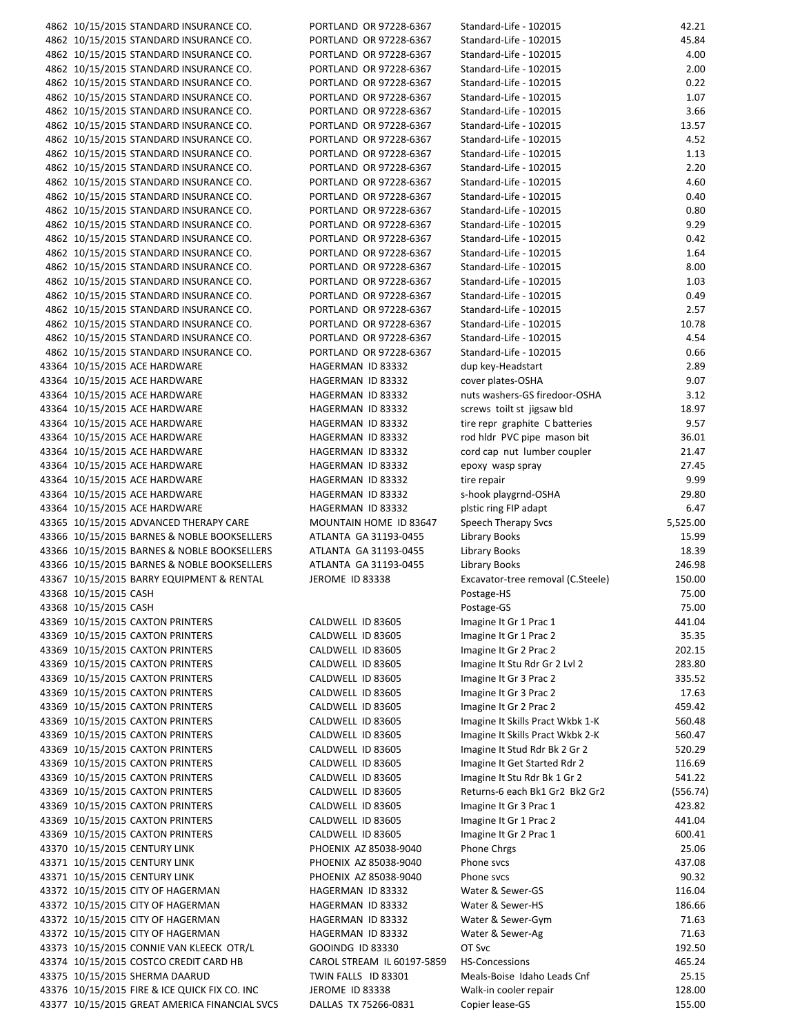| | | | | | |
|---|---|---|---|---|---|
| 4862 | 10/15/2015 | STANDARD INSURANCE CO. | PORTLAND OR 97228-6367 | Standard-Life - 102015 | 42.21 |
| 4862 | 10/15/2015 | STANDARD INSURANCE CO. | PORTLAND OR 97228-6367 | Standard-Life - 102015 | 45.84 |
| 4862 | 10/15/2015 | STANDARD INSURANCE CO. | PORTLAND OR 97228-6367 | Standard-Life - 102015 | 4.00 |
| 4862 | 10/15/2015 | STANDARD INSURANCE CO. | PORTLAND OR 97228-6367 | Standard-Life - 102015 | 2.00 |
| 4862 | 10/15/2015 | STANDARD INSURANCE CO. | PORTLAND OR 97228-6367 | Standard-Life - 102015 | 0.22 |
| 4862 | 10/15/2015 | STANDARD INSURANCE CO. | PORTLAND OR 97228-6367 | Standard-Life - 102015 | 1.07 |
| 4862 | 10/15/2015 | STANDARD INSURANCE CO. | PORTLAND OR 97228-6367 | Standard-Life - 102015 | 3.66 |
| 4862 | 10/15/2015 | STANDARD INSURANCE CO. | PORTLAND OR 97228-6367 | Standard-Life - 102015 | 13.57 |
| 4862 | 10/15/2015 | STANDARD INSURANCE CO. | PORTLAND OR 97228-6367 | Standard-Life - 102015 | 4.52 |
| 4862 | 10/15/2015 | STANDARD INSURANCE CO. | PORTLAND OR 97228-6367 | Standard-Life - 102015 | 1.13 |
| 4862 | 10/15/2015 | STANDARD INSURANCE CO. | PORTLAND OR 97228-6367 | Standard-Life - 102015 | 2.20 |
| 4862 | 10/15/2015 | STANDARD INSURANCE CO. | PORTLAND OR 97228-6367 | Standard-Life - 102015 | 4.60 |
| 4862 | 10/15/2015 | STANDARD INSURANCE CO. | PORTLAND OR 97228-6367 | Standard-Life - 102015 | 0.40 |
| 4862 | 10/15/2015 | STANDARD INSURANCE CO. | PORTLAND OR 97228-6367 | Standard-Life - 102015 | 0.80 |
| 4862 | 10/15/2015 | STANDARD INSURANCE CO. | PORTLAND OR 97228-6367 | Standard-Life - 102015 | 9.29 |
| 4862 | 10/15/2015 | STANDARD INSURANCE CO. | PORTLAND OR 97228-6367 | Standard-Life - 102015 | 0.42 |
| 4862 | 10/15/2015 | STANDARD INSURANCE CO. | PORTLAND OR 97228-6367 | Standard-Life - 102015 | 1.64 |
| 4862 | 10/15/2015 | STANDARD INSURANCE CO. | PORTLAND OR 97228-6367 | Standard-Life - 102015 | 8.00 |
| 4862 | 10/15/2015 | STANDARD INSURANCE CO. | PORTLAND OR 97228-6367 | Standard-Life - 102015 | 1.03 |
| 4862 | 10/15/2015 | STANDARD INSURANCE CO. | PORTLAND OR 97228-6367 | Standard-Life - 102015 | 0.49 |
| 4862 | 10/15/2015 | STANDARD INSURANCE CO. | PORTLAND OR 97228-6367 | Standard-Life - 102015 | 2.57 |
| 4862 | 10/15/2015 | STANDARD INSURANCE CO. | PORTLAND OR 97228-6367 | Standard-Life - 102015 | 10.78 |
| 4862 | 10/15/2015 | STANDARD INSURANCE CO. | PORTLAND OR 97228-6367 | Standard-Life - 102015 | 4.54 |
| 4862 | 10/15/2015 | STANDARD INSURANCE CO. | PORTLAND OR 97228-6367 | Standard-Life - 102015 | 0.66 |
| 43364 | 10/15/2015 | ACE HARDWARE | HAGERMAN ID 83332 | dup key-Headstart | 2.89 |
| 43364 | 10/15/2015 | ACE HARDWARE | HAGERMAN ID 83332 | cover plates-OSHA | 9.07 |
| 43364 | 10/15/2015 | ACE HARDWARE | HAGERMAN ID 83332 | nuts washers-GS firedoor-OSHA | 3.12 |
| 43364 | 10/15/2015 | ACE HARDWARE | HAGERMAN ID 83332 | screws toilt st jigsaw bld | 18.97 |
| 43364 | 10/15/2015 | ACE HARDWARE | HAGERMAN ID 83332 | tire repr graphite C batteries | 9.57 |
| 43364 | 10/15/2015 | ACE HARDWARE | HAGERMAN ID 83332 | rod hldr PVC pipe mason bit | 36.01 |
| 43364 | 10/15/2015 | ACE HARDWARE | HAGERMAN ID 83332 | cord cap nut lumber coupler | 21.47 |
| 43364 | 10/15/2015 | ACE HARDWARE | HAGERMAN ID 83332 | epoxy wasp spray | 27.45 |
| 43364 | 10/15/2015 | ACE HARDWARE | HAGERMAN ID 83332 | tire repair | 9.99 |
| 43364 | 10/15/2015 | ACE HARDWARE | HAGERMAN ID 83332 | s-hook playgrnd-OSHA | 29.80 |
| 43364 | 10/15/2015 | ACE HARDWARE | HAGERMAN ID 83332 | plstic ring FIP adapt | 6.47 |
| 43365 | 10/15/2015 | ADVANCED THERAPY CARE | MOUNTAIN HOME ID 83647 | Speech Therapy Svcs | 5,525.00 |
| 43366 | 10/15/2015 | BARNES & NOBLE BOOKSELLERS | ATLANTA GA 31193-0455 | Library Books | 15.99 |
| 43366 | 10/15/2015 | BARNES & NOBLE BOOKSELLERS | ATLANTA GA 31193-0455 | Library Books | 18.39 |
| 43366 | 10/15/2015 | BARNES & NOBLE BOOKSELLERS | ATLANTA GA 31193-0455 | Library Books | 246.98 |
| 43367 | 10/15/2015 | BARRY EQUIPMENT & RENTAL | JEROME ID 83338 | Excavator-tree removal (C.Steele) | 150.00 |
| 43368 | 10/15/2015 | CASH | | Postage-HS | 75.00 |
| 43368 | 10/15/2015 | CASH | | Postage-GS | 75.00 |
| 43369 | 10/15/2015 | CAXTON PRINTERS | CALDWELL ID 83605 | Imagine It Gr 1 Prac 1 | 441.04 |
| 43369 | 10/15/2015 | CAXTON PRINTERS | CALDWELL ID 83605 | Imagine It Gr 1 Prac 2 | 35.35 |
| 43369 | 10/15/2015 | CAXTON PRINTERS | CALDWELL ID 83605 | Imagine It Gr 2 Prac 2 | 202.15 |
| 43369 | 10/15/2015 | CAXTON PRINTERS | CALDWELL ID 83605 | Imagine It Stu Rdr Gr 2 Lvl 2 | 283.80 |
| 43369 | 10/15/2015 | CAXTON PRINTERS | CALDWELL ID 83605 | Imagine It Gr 3 Prac 2 | 335.52 |
| 43369 | 10/15/2015 | CAXTON PRINTERS | CALDWELL ID 83605 | Imagine It Gr 3 Prac 2 | 17.63 |
| 43369 | 10/15/2015 | CAXTON PRINTERS | CALDWELL ID 83605 | Imagine It Gr 2 Prac 2 | 459.42 |
| 43369 | 10/15/2015 | CAXTON PRINTERS | CALDWELL ID 83605 | Imagine It Skills Pract Wkbk 1-K | 560.48 |
| 43369 | 10/15/2015 | CAXTON PRINTERS | CALDWELL ID 83605 | Imagine It Skills Pract Wkbk 2-K | 560.47 |
| 43369 | 10/15/2015 | CAXTON PRINTERS | CALDWELL ID 83605 | Imagine It Stud Rdr Bk 2 Gr 2 | 520.29 |
| 43369 | 10/15/2015 | CAXTON PRINTERS | CALDWELL ID 83605 | Imagine It Get Started Rdr 2 | 116.69 |
| 43369 | 10/15/2015 | CAXTON PRINTERS | CALDWELL ID 83605 | Imagine It Stu Rdr Bk 1 Gr 2 | 541.22 |
| 43369 | 10/15/2015 | CAXTON PRINTERS | CALDWELL ID 83605 | Returns-6 each Bk1 Gr2 Bk2 Gr2 | (556.74) |
| 43369 | 10/15/2015 | CAXTON PRINTERS | CALDWELL ID 83605 | Imagine It Gr 3 Prac 1 | 423.82 |
| 43369 | 10/15/2015 | CAXTON PRINTERS | CALDWELL ID 83605 | Imagine It Gr 1 Prac 2 | 441.04 |
| 43369 | 10/15/2015 | CAXTON PRINTERS | CALDWELL ID 83605 | Imagine It Gr 2 Prac 1 | 600.41 |
| 43370 | 10/15/2015 | CENTURY LINK | PHOENIX AZ 85038-9040 | Phone Chrgs | 25.06 |
| 43371 | 10/15/2015 | CENTURY LINK | PHOENIX AZ 85038-9040 | Phone svcs | 437.08 |
| 43371 | 10/15/2015 | CENTURY LINK | PHOENIX AZ 85038-9040 | Phone svcs | 90.32 |
| 43372 | 10/15/2015 | CITY OF HAGERMAN | HAGERMAN ID 83332 | Water & Sewer-GS | 116.04 |
| 43372 | 10/15/2015 | CITY OF HAGERMAN | HAGERMAN ID 83332 | Water & Sewer-HS | 186.66 |
| 43372 | 10/15/2015 | CITY OF HAGERMAN | HAGERMAN ID 83332 | Water & Sewer-Gym | 71.63 |
| 43372 | 10/15/2015 | CITY OF HAGERMAN | HAGERMAN ID 83332 | Water & Sewer-Ag | 71.63 |
| 43373 | 10/15/2015 | CONNIE VAN KLEECK OTR/L | GOOINDG ID 83330 | OT Svc | 192.50 |
| 43374 | 10/15/2015 | COSTCO CREDIT CARD HB | CAROL STREAM IL 60197-5859 | HS-Concessions | 465.24 |
| 43375 | 10/15/2015 | SHERMA DAARUD | TWIN FALLS ID 83301 | Meals-Boise Idaho Leads Cnf | 25.15 |
| 43376 | 10/15/2015 | FIRE & ICE QUICK FIX CO. INC | JEROME ID 83338 | Walk-in cooler repair | 128.00 |
| 43377 | 10/15/2015 | GREAT AMERICA FINANCIAL SVCS | DALLAS TX 75266-0831 | Copier lease-GS | 155.00 |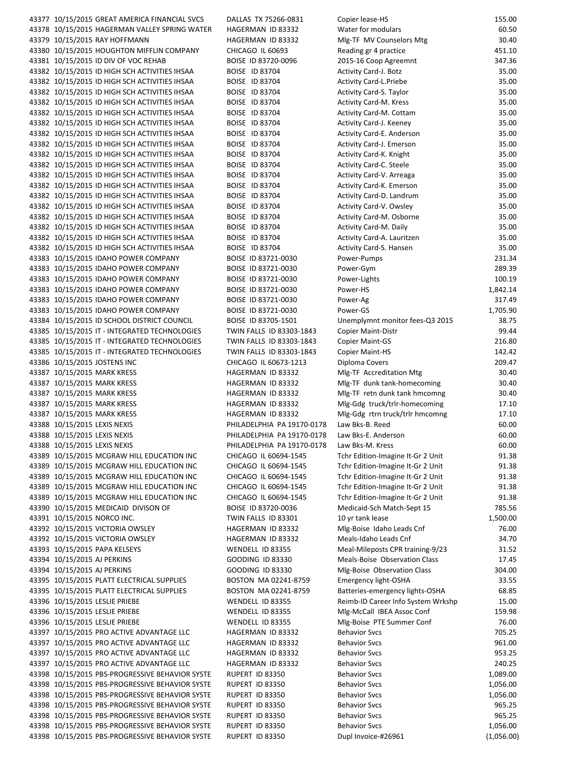| | | | | | |
|---|---|---|---|---|---|
| 43377 | 10/15/2015 | GREAT AMERICA FINANCIAL SVCS | DALLAS TX 75266-0831 | Copier lease-HS | 155.00 |
| 43378 | 10/15/2015 | HAGERMAN VALLEY SPRING WATER | HAGERMAN ID 83332 | Water for modulars | 60.50 |
| 43379 | 10/15/2015 | RAY HOFFMANN | HAGERMAN ID 83332 | Mlg-TF MV Counselors Mtg | 30.40 |
| 43380 | 10/15/2015 | HOUGHTON MIFFLIN COMPANY | CHICAGO IL 60693 | Reading gr 4 practice | 451.10 |
| 43381 | 10/15/2015 | ID DIV OF VOC REHAB | BOISE ID 83720-0096 | 2015-16 Coop Agreemnt | 347.36 |
| 43382 | 10/15/2015 | ID HIGH SCH ACTIVITIES IHSAA | BOISE ID 83704 | Activity Card-J. Botz | 35.00 |
| 43382 | 10/15/2015 | ID HIGH SCH ACTIVITIES IHSAA | BOISE ID 83704 | Activity Card-L.Priebe | 35.00 |
| 43382 | 10/15/2015 | ID HIGH SCH ACTIVITIES IHSAA | BOISE ID 83704 | Activity Card-S. Taylor | 35.00 |
| 43382 | 10/15/2015 | ID HIGH SCH ACTIVITIES IHSAA | BOISE ID 83704 | Activity Card-M. Kress | 35.00 |
| 43382 | 10/15/2015 | ID HIGH SCH ACTIVITIES IHSAA | BOISE ID 83704 | Activity Card-M. Cottam | 35.00 |
| 43382 | 10/15/2015 | ID HIGH SCH ACTIVITIES IHSAA | BOISE ID 83704 | Activity Card-J. Keeney | 35.00 |
| 43382 | 10/15/2015 | ID HIGH SCH ACTIVITIES IHSAA | BOISE ID 83704 | Activity Card-E. Anderson | 35.00 |
| 43382 | 10/15/2015 | ID HIGH SCH ACTIVITIES IHSAA | BOISE ID 83704 | Activity Card-J. Emerson | 35.00 |
| 43382 | 10/15/2015 | ID HIGH SCH ACTIVITIES IHSAA | BOISE ID 83704 | Activity Card-K. Knight | 35.00 |
| 43382 | 10/15/2015 | ID HIGH SCH ACTIVITIES IHSAA | BOISE ID 83704 | Activity Card-C. Steele | 35.00 |
| 43382 | 10/15/2015 | ID HIGH SCH ACTIVITIES IHSAA | BOISE ID 83704 | Activity Card-V. Arreaga | 35.00 |
| 43382 | 10/15/2015 | ID HIGH SCH ACTIVITIES IHSAA | BOISE ID 83704 | Activity Card-K. Emerson | 35.00 |
| 43382 | 10/15/2015 | ID HIGH SCH ACTIVITIES IHSAA | BOISE ID 83704 | Activity Card-D. Landrum | 35.00 |
| 43382 | 10/15/2015 | ID HIGH SCH ACTIVITIES IHSAA | BOISE ID 83704 | Activity Card-V. Owsley | 35.00 |
| 43382 | 10/15/2015 | ID HIGH SCH ACTIVITIES IHSAA | BOISE ID 83704 | Activity Card-M. Osborne | 35.00 |
| 43382 | 10/15/2015 | ID HIGH SCH ACTIVITIES IHSAA | BOISE ID 83704 | Activity Card-M. Daily | 35.00 |
| 43382 | 10/15/2015 | ID HIGH SCH ACTIVITIES IHSAA | BOISE ID 83704 | Activity Card-A. Lauritzen | 35.00 |
| 43382 | 10/15/2015 | ID HIGH SCH ACTIVITIES IHSAA | BOISE ID 83704 | Activity Card-S. Hansen | 35.00 |
| 43383 | 10/15/2015 | IDAHO POWER COMPANY | BOISE ID 83721-0030 | Power-Pumps | 231.34 |
| 43383 | 10/15/2015 | IDAHO POWER COMPANY | BOISE ID 83721-0030 | Power-Gym | 289.39 |
| 43383 | 10/15/2015 | IDAHO POWER COMPANY | BOISE ID 83721-0030 | Power-Lights | 100.19 |
| 43383 | 10/15/2015 | IDAHO POWER COMPANY | BOISE ID 83721-0030 | Power-HS | 1,842.14 |
| 43383 | 10/15/2015 | IDAHO POWER COMPANY | BOISE ID 83721-0030 | Power-Ag | 317.49 |
| 43383 | 10/15/2015 | IDAHO POWER COMPANY | BOISE ID 83721-0030 | Power-GS | 1,705.90 |
| 43384 | 10/15/2015 | ID SCHOOL DISTRICT COUNCIL | BOISE ID 83705-1501 | Unemplymnt monitor fees-Q3 2015 | 38.75 |
| 43385 | 10/15/2015 | IT - INTEGRATED TECHNOLOGIES | TWIN FALLS ID 83303-1843 | Copier Maint-Distr | 99.44 |
| 43385 | 10/15/2015 | IT - INTEGRATED TECHNOLOGIES | TWIN FALLS ID 83303-1843 | Copier Maint-GS | 216.80 |
| 43385 | 10/15/2015 | IT - INTEGRATED TECHNOLOGIES | TWIN FALLS ID 83303-1843 | Copier Maint-HS | 142.42 |
| 43386 | 10/15/2015 | JOSTENS INC | CHICAGO IL 60673-1213 | Diploma Covers | 209.47 |
| 43387 | 10/15/2015 | MARK KRESS | HAGERMAN ID 83332 | Mlg-TF Accreditation Mtg | 30.40 |
| 43387 | 10/15/2015 | MARK KRESS | HAGERMAN ID 83332 | Mlg-TF dunk tank-homecoming | 30.40 |
| 43387 | 10/15/2015 | MARK KRESS | HAGERMAN ID 83332 | Mlg-TF retn dunk tank hmcomng | 30.40 |
| 43387 | 10/15/2015 | MARK KRESS | HAGERMAN ID 83332 | Mlg-Gdg truck/trlr-homecoming | 17.10 |
| 43387 | 10/15/2015 | MARK KRESS | HAGERMAN ID 83332 | Mlg-Gdg rtrn truck/trlr hmcomng | 17.10 |
| 43388 | 10/15/2015 | LEXIS NEXIS | PHILADELPHIA PA 19170-0178 | Law Bks-B. Reed | 60.00 |
| 43388 | 10/15/2015 | LEXIS NEXIS | PHILADELPHIA PA 19170-0178 | Law Bks-E. Anderson | 60.00 |
| 43388 | 10/15/2015 | LEXIS NEXIS | PHILADELPHIA PA 19170-0178 | Law Bks-M. Kress | 60.00 |
| 43389 | 10/15/2015 | MCGRAW HILL EDUCATION INC | CHICAGO IL 60694-1545 | Tchr Edition-Imagine It-Gr 2 Unit | 91.38 |
| 43389 | 10/15/2015 | MCGRAW HILL EDUCATION INC | CHICAGO IL 60694-1545 | Tchr Edition-Imagine It-Gr 2 Unit | 91.38 |
| 43389 | 10/15/2015 | MCGRAW HILL EDUCATION INC | CHICAGO IL 60694-1545 | Tchr Edition-Imagine It-Gr 2 Unit | 91.38 |
| 43389 | 10/15/2015 | MCGRAW HILL EDUCATION INC | CHICAGO IL 60694-1545 | Tchr Edition-Imagine It-Gr 2 Unit | 91.38 |
| 43389 | 10/15/2015 | MCGRAW HILL EDUCATION INC | CHICAGO IL 60694-1545 | Tchr Edition-Imagine It-Gr 2 Unit | 91.38 |
| 43390 | 10/15/2015 | MEDICAID DIVISON OF | BOISE ID 83720-0036 | Medicaid-Sch Match-Sept 15 | 785.56 |
| 43391 | 10/15/2015 | NORCO INC. | TWIN FALLS ID 83301 | 10 yr tank lease | 1,500.00 |
| 43392 | 10/15/2015 | VICTORIA OWSLEY | HAGERMAN ID 83332 | Mlg-Boise Idaho Leads Cnf | 76.00 |
| 43392 | 10/15/2015 | VICTORIA OWSLEY | HAGERMAN ID 83332 | Meals-Idaho Leads Cnf | 34.70 |
| 43393 | 10/15/2015 | PAPA KELSEYS | WENDELL ID 83355 | Meal-Mileposts CPR training-9/23 | 31.52 |
| 43394 | 10/15/2015 | AJ PERKINS | GOODING ID 83330 | Meals-Boise Observation Class | 17.45 |
| 43394 | 10/15/2015 | AJ PERKINS | GOODING ID 83330 | Mlg-Boise Observation Class | 304.00 |
| 43395 | 10/15/2015 | PLATT ELECTRICAL SUPPLIES | BOSTON MA 02241-8759 | Emergency light-OSHA | 33.55 |
| 43395 | 10/15/2015 | PLATT ELECTRICAL SUPPLIES | BOSTON MA 02241-8759 | Batteries-emergency lights-OSHA | 68.85 |
| 43396 | 10/15/2015 | LESLIE PRIEBE | WENDELL ID 83355 | Reimb-ID Career Info System Wrkshp | 15.00 |
| 43396 | 10/15/2015 | LESLIE PRIEBE | WENDELL ID 83355 | Mlg-McCall IBEA Assoc Conf | 159.98 |
| 43396 | 10/15/2015 | LESLIE PRIEBE | WENDELL ID 83355 | Mlg-Boise PTE Summer Conf | 76.00 |
| 43397 | 10/15/2015 | PRO ACTIVE ADVANTAGE LLC | HAGERMAN ID 83332 | Behavior Svcs | 705.25 |
| 43397 | 10/15/2015 | PRO ACTIVE ADVANTAGE LLC | HAGERMAN ID 83332 | Behavior Svcs | 961.00 |
| 43397 | 10/15/2015 | PRO ACTIVE ADVANTAGE LLC | HAGERMAN ID 83332 | Behavior Svcs | 953.25 |
| 43397 | 10/15/2015 | PRO ACTIVE ADVANTAGE LLC | HAGERMAN ID 83332 | Behavior Svcs | 240.25 |
| 43398 | 10/15/2015 | PBS-PROGRESSIVE BEHAVIOR SYSTE | RUPERT ID 83350 | Behavior Svcs | 1,089.00 |
| 43398 | 10/15/2015 | PBS-PROGRESSIVE BEHAVIOR SYSTE | RUPERT ID 83350 | Behavior Svcs | 1,056.00 |
| 43398 | 10/15/2015 | PBS-PROGRESSIVE BEHAVIOR SYSTE | RUPERT ID 83350 | Behavior Svcs | 1,056.00 |
| 43398 | 10/15/2015 | PBS-PROGRESSIVE BEHAVIOR SYSTE | RUPERT ID 83350 | Behavior Svcs | 965.25 |
| 43398 | 10/15/2015 | PBS-PROGRESSIVE BEHAVIOR SYSTE | RUPERT ID 83350 | Behavior Svcs | 965.25 |
| 43398 | 10/15/2015 | PBS-PROGRESSIVE BEHAVIOR SYSTE | RUPERT ID 83350 | Behavior Svcs | 1,056.00 |
| 43398 | 10/15/2015 | PBS-PROGRESSIVE BEHAVIOR SYSTE | RUPERT ID 83350 | Dupl Invoice-#26961 | (1,056.00) |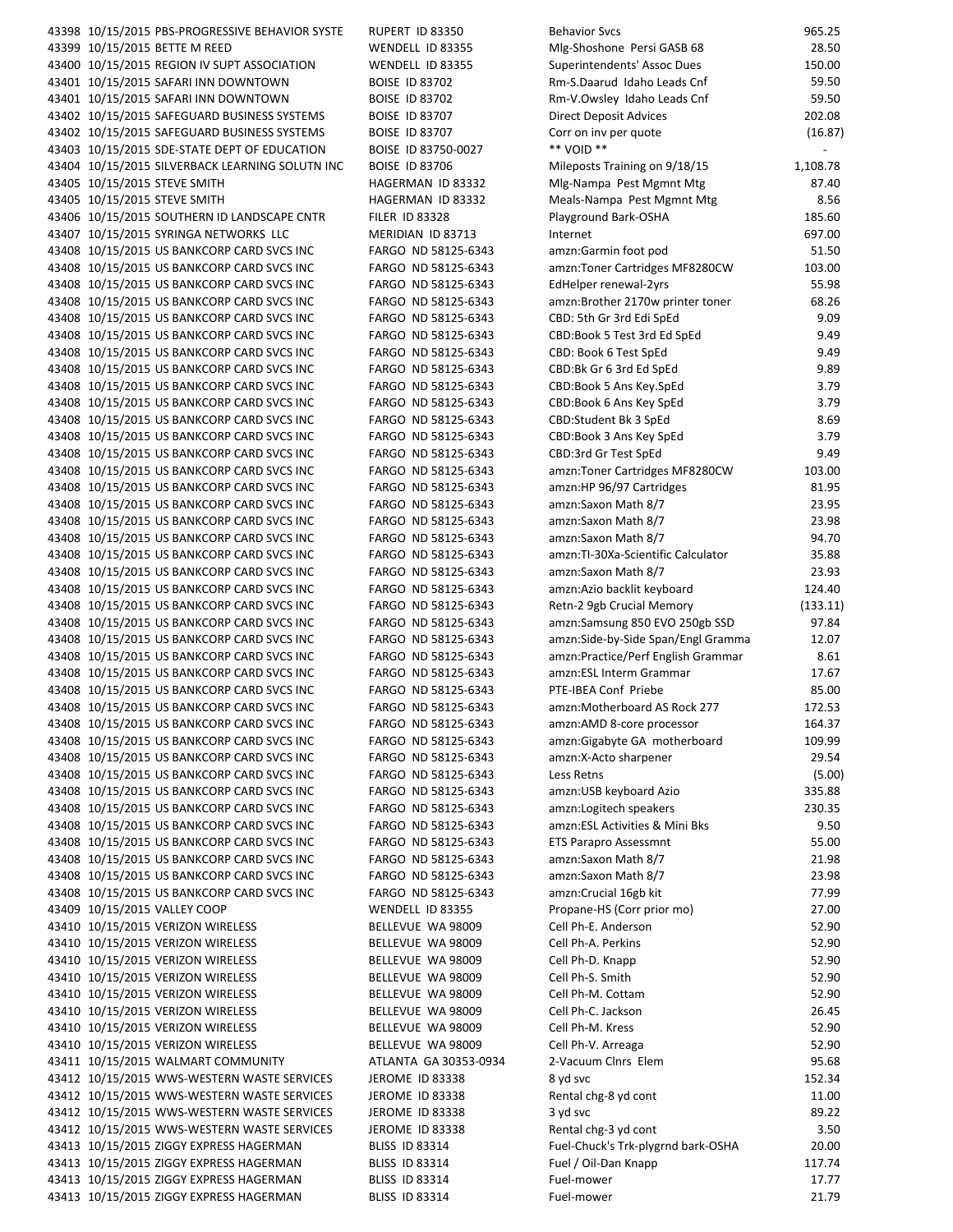| | | | | | |
|---|---|---|---|---|---|
| 43398 | 10/15/2015 | PBS-PROGRESSIVE BEHAVIOR SYSTE | RUPERT ID 83350 | Behavior Svcs | 965.25 |
| 43399 | 10/15/2015 | BETTE M REED | WENDELL ID 83355 | Mlg-Shoshone Persi GASB 68 | 28.50 |
| 43400 | 10/15/2015 | REGION IV SUPT ASSOCIATION | WENDELL ID 83355 | Superintendents' Assoc Dues | 150.00 |
| 43401 | 10/15/2015 | SAFARI INN DOWNTOWN | BOISE ID 83702 | Rm-S.Daarud Idaho Leads Cnf | 59.50 |
| 43401 | 10/15/2015 | SAFARI INN DOWNTOWN | BOISE ID 83702 | Rm-V.Owsley Idaho Leads Cnf | 59.50 |
| 43402 | 10/15/2015 | SAFEGUARD BUSINESS SYSTEMS | BOISE ID 83707 | Direct Deposit Advices | 202.08 |
| 43402 | 10/15/2015 | SAFEGUARD BUSINESS SYSTEMS | BOISE ID 83707 | Corr on inv per quote | (16.87) |
| 43403 | 10/15/2015 | SDE-STATE DEPT OF EDUCATION | BOISE ID 83750-0027 | ** VOID ** | - |
| 43404 | 10/15/2015 | SILVERBACK LEARNING SOLUTN INC | BOISE ID 83706 | Mileposts Training on 9/18/15 | 1,108.78 |
| 43405 | 10/15/2015 | STEVE SMITH | HAGERMAN ID 83332 | Mlg-Nampa Pest Mgmnt Mtg | 87.40 |
| 43405 | 10/15/2015 | STEVE SMITH | HAGERMAN ID 83332 | Meals-Nampa Pest Mgmnt Mtg | 8.56 |
| 43406 | 10/15/2015 | SOUTHERN ID LANDSCAPE CNTR | FILER ID 83328 | Playground Bark-OSHA | 185.60 |
| 43407 | 10/15/2015 | SYRINGA NETWORKS LLC | MERIDIAN ID 83713 | Internet | 697.00 |
| 43408 | 10/15/2015 | US BANKCORP CARD SVCS INC | FARGO ND 58125-6343 | amzn:Garmin foot pod | 51.50 |
| 43408 | 10/15/2015 | US BANKCORP CARD SVCS INC | FARGO ND 58125-6343 | amzn:Toner Cartridges MF8280CW | 103.00 |
| 43408 | 10/15/2015 | US BANKCORP CARD SVCS INC | FARGO ND 58125-6343 | EdHelper renewal-2yrs | 55.98 |
| 43408 | 10/15/2015 | US BANKCORP CARD SVCS INC | FARGO ND 58125-6343 | amzn:Brother 2170w printer toner | 68.26 |
| 43408 | 10/15/2015 | US BANKCORP CARD SVCS INC | FARGO ND 58125-6343 | CBD: 5th Gr 3rd Edi SpEd | 9.09 |
| 43408 | 10/15/2015 | US BANKCORP CARD SVCS INC | FARGO ND 58125-6343 | CBD:Book 5 Test 3rd Ed SpEd | 9.49 |
| 43408 | 10/15/2015 | US BANKCORP CARD SVCS INC | FARGO ND 58125-6343 | CBD: Book 6 Test SpEd | 9.49 |
| 43408 | 10/15/2015 | US BANKCORP CARD SVCS INC | FARGO ND 58125-6343 | CBD:Bk Gr 6 3rd Ed SpEd | 9.89 |
| 43408 | 10/15/2015 | US BANKCORP CARD SVCS INC | FARGO ND 58125-6343 | CBD:Book 5 Ans Key.SpEd | 3.79 |
| 43408 | 10/15/2015 | US BANKCORP CARD SVCS INC | FARGO ND 58125-6343 | CBD:Book 6 Ans Key SpEd | 3.79 |
| 43408 | 10/15/2015 | US BANKCORP CARD SVCS INC | FARGO ND 58125-6343 | CBD:Student Bk 3 SpEd | 8.69 |
| 43408 | 10/15/2015 | US BANKCORP CARD SVCS INC | FARGO ND 58125-6343 | CBD:Book 3 Ans Key SpEd | 3.79 |
| 43408 | 10/15/2015 | US BANKCORP CARD SVCS INC | FARGO ND 58125-6343 | CBD:3rd Gr Test SpEd | 9.49 |
| 43408 | 10/15/2015 | US BANKCORP CARD SVCS INC | FARGO ND 58125-6343 | amzn:Toner Cartridges MF8280CW | 103.00 |
| 43408 | 10/15/2015 | US BANKCORP CARD SVCS INC | FARGO ND 58125-6343 | amzn:HP 96/97 Cartridges | 81.95 |
| 43408 | 10/15/2015 | US BANKCORP CARD SVCS INC | FARGO ND 58125-6343 | amzn:Saxon Math 8/7 | 23.95 |
| 43408 | 10/15/2015 | US BANKCORP CARD SVCS INC | FARGO ND 58125-6343 | amzn:Saxon Math 8/7 | 23.98 |
| 43408 | 10/15/2015 | US BANKCORP CARD SVCS INC | FARGO ND 58125-6343 | amzn:Saxon Math 8/7 | 94.70 |
| 43408 | 10/15/2015 | US BANKCORP CARD SVCS INC | FARGO ND 58125-6343 | amzn:TI-30Xa-Scientific Calculator | 35.88 |
| 43408 | 10/15/2015 | US BANKCORP CARD SVCS INC | FARGO ND 58125-6343 | amzn:Saxon Math 8/7 | 23.93 |
| 43408 | 10/15/2015 | US BANKCORP CARD SVCS INC | FARGO ND 58125-6343 | amzn:Azio backlit keyboard | 124.40 |
| 43408 | 10/15/2015 | US BANKCORP CARD SVCS INC | FARGO ND 58125-6343 | Retn-2 9gb Crucial Memory | (133.11) |
| 43408 | 10/15/2015 | US BANKCORP CARD SVCS INC | FARGO ND 58125-6343 | amzn:Samsung 850 EVO 250gb SSD | 97.84 |
| 43408 | 10/15/2015 | US BANKCORP CARD SVCS INC | FARGO ND 58125-6343 | amzn:Side-by-Side Span/Engl Gramma | 12.07 |
| 43408 | 10/15/2015 | US BANKCORP CARD SVCS INC | FARGO ND 58125-6343 | amzn:Practice/Perf English Grammar | 8.61 |
| 43408 | 10/15/2015 | US BANKCORP CARD SVCS INC | FARGO ND 58125-6343 | amzn:ESL Interm Grammar | 17.67 |
| 43408 | 10/15/2015 | US BANKCORP CARD SVCS INC | FARGO ND 58125-6343 | PTE-IBEA Conf Priebe | 85.00 |
| 43408 | 10/15/2015 | US BANKCORP CARD SVCS INC | FARGO ND 58125-6343 | amzn:Motherboard AS Rock 277 | 172.53 |
| 43408 | 10/15/2015 | US BANKCORP CARD SVCS INC | FARGO ND 58125-6343 | amzn:AMD 8-core processor | 164.37 |
| 43408 | 10/15/2015 | US BANKCORP CARD SVCS INC | FARGO ND 58125-6343 | amzn:Gigabyte GA motherboard | 109.99 |
| 43408 | 10/15/2015 | US BANKCORP CARD SVCS INC | FARGO ND 58125-6343 | amzn:X-Acto sharpener | 29.54 |
| 43408 | 10/15/2015 | US BANKCORP CARD SVCS INC | FARGO ND 58125-6343 | Less Retns | (5.00) |
| 43408 | 10/15/2015 | US BANKCORP CARD SVCS INC | FARGO ND 58125-6343 | amzn:USB keyboard Azio | 335.88 |
| 43408 | 10/15/2015 | US BANKCORP CARD SVCS INC | FARGO ND 58125-6343 | amzn:Logitech speakers | 230.35 |
| 43408 | 10/15/2015 | US BANKCORP CARD SVCS INC | FARGO ND 58125-6343 | amzn:ESL Activities & Mini Bks | 9.50 |
| 43408 | 10/15/2015 | US BANKCORP CARD SVCS INC | FARGO ND 58125-6343 | ETS Parapro Assessmnt | 55.00 |
| 43408 | 10/15/2015 | US BANKCORP CARD SVCS INC | FARGO ND 58125-6343 | amzn:Saxon Math 8/7 | 21.98 |
| 43408 | 10/15/2015 | US BANKCORP CARD SVCS INC | FARGO ND 58125-6343 | amzn:Saxon Math 8/7 | 23.98 |
| 43408 | 10/15/2015 | US BANKCORP CARD SVCS INC | FARGO ND 58125-6343 | amzn:Crucial 16gb kit | 77.99 |
| 43409 | 10/15/2015 | VALLEY COOP | WENDELL ID 83355 | Propane-HS (Corr prior mo) | 27.00 |
| 43410 | 10/15/2015 | VERIZON WIRELESS | BELLEVUE WA 98009 | Cell Ph-E. Anderson | 52.90 |
| 43410 | 10/15/2015 | VERIZON WIRELESS | BELLEVUE WA 98009 | Cell Ph-A. Perkins | 52.90 |
| 43410 | 10/15/2015 | VERIZON WIRELESS | BELLEVUE WA 98009 | Cell Ph-D. Knapp | 52.90 |
| 43410 | 10/15/2015 | VERIZON WIRELESS | BELLEVUE WA 98009 | Cell Ph-S. Smith | 52.90 |
| 43410 | 10/15/2015 | VERIZON WIRELESS | BELLEVUE WA 98009 | Cell Ph-M. Cottam | 52.90 |
| 43410 | 10/15/2015 | VERIZON WIRELESS | BELLEVUE WA 98009 | Cell Ph-C. Jackson | 26.45 |
| 43410 | 10/15/2015 | VERIZON WIRELESS | BELLEVUE WA 98009 | Cell Ph-M. Kress | 52.90 |
| 43410 | 10/15/2015 | VERIZON WIRELESS | BELLEVUE WA 98009 | Cell Ph-V. Arreaga | 52.90 |
| 43411 | 10/15/2015 | WALMART COMMUNITY | ATLANTA GA 30353-0934 | 2-Vacuum Clnrs Elem | 95.68 |
| 43412 | 10/15/2015 | WWS-WESTERN WASTE SERVICES | JEROME ID 83338 | 8 yd svc | 152.34 |
| 43412 | 10/15/2015 | WWS-WESTERN WASTE SERVICES | JEROME ID 83338 | Rental chg-8 yd cont | 11.00 |
| 43412 | 10/15/2015 | WWS-WESTERN WASTE SERVICES | JEROME ID 83338 | 3 yd svc | 89.22 |
| 43412 | 10/15/2015 | WWS-WESTERN WASTE SERVICES | JEROME ID 83338 | Rental chg-3 yd cont | 3.50 |
| 43413 | 10/15/2015 | ZIGGY EXPRESS HAGERMAN | BLISS ID 83314 | Fuel-Chuck's Trk-plygrnd bark-OSHA | 20.00 |
| 43413 | 10/15/2015 | ZIGGY EXPRESS HAGERMAN | BLISS ID 83314 | Fuel / Oil-Dan Knapp | 117.74 |
| 43413 | 10/15/2015 | ZIGGY EXPRESS HAGERMAN | BLISS ID 83314 | Fuel-mower | 17.77 |
| 43413 | 10/15/2015 | ZIGGY EXPRESS HAGERMAN | BLISS ID 83314 | Fuel-mower | 21.79 |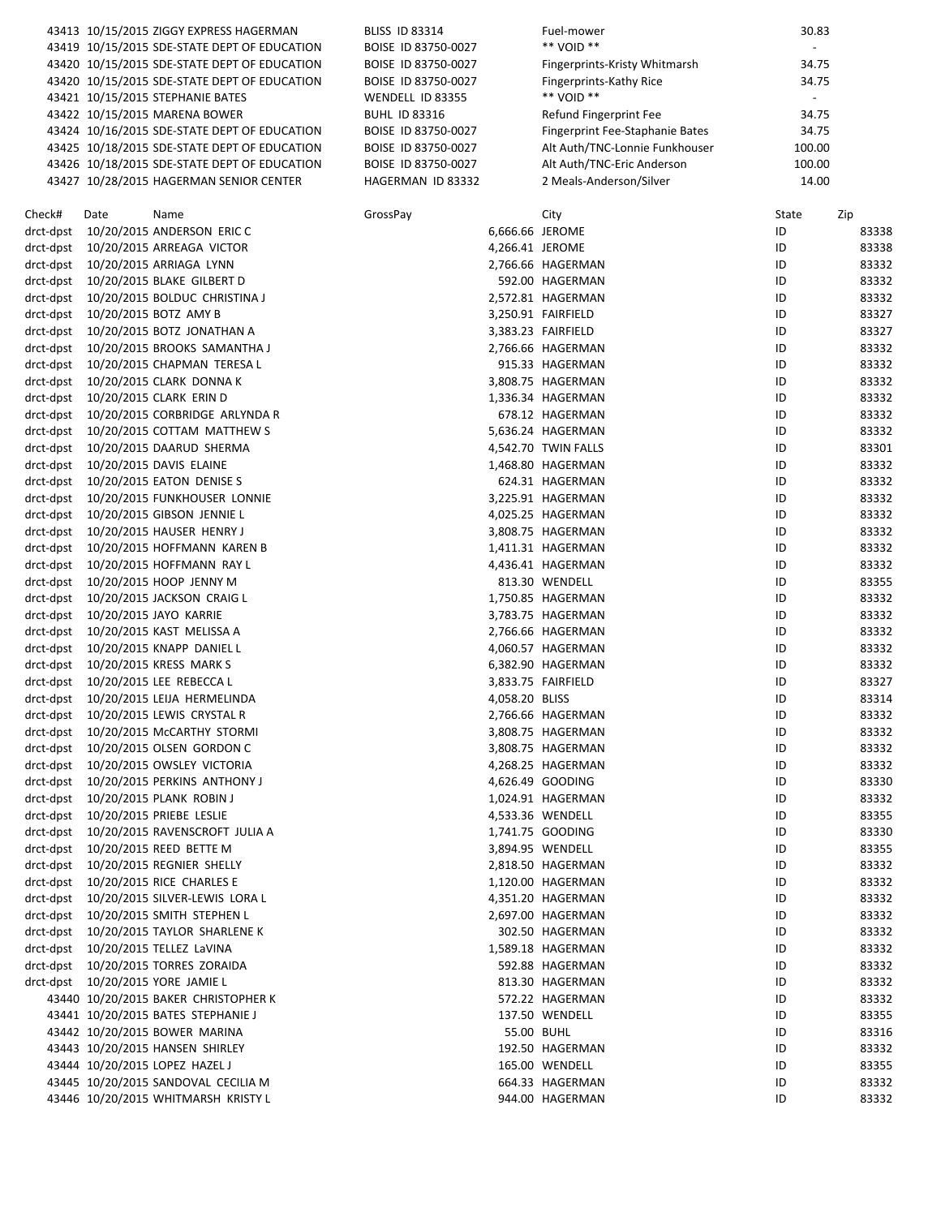| | | | | | |
|---|---|---|---|---|---|
| 43413 | 10/15/2015 | ZIGGY EXPRESS HAGERMAN | BLISS ID 83314 | Fuel-mower | 30.83 |
| 43419 | 10/15/2015 | SDE-STATE DEPT OF EDUCATION | BOISE ID 83750-0027 | ** VOID ** | - |
| 43420 | 10/15/2015 | SDE-STATE DEPT OF EDUCATION | BOISE ID 83750-0027 | Fingerprints-Kristy Whitmarsh | 34.75 |
| 43420 | 10/15/2015 | SDE-STATE DEPT OF EDUCATION | BOISE ID 83750-0027 | Fingerprints-Kathy Rice | 34.75 |
| 43421 | 10/15/2015 | STEPHANIE BATES | WENDELL ID 83355 | ** VOID ** | - |
| 43422 | 10/15/2015 | MARENA BOWER | BUHL ID 83316 | Refund Fingerprint Fee | 34.75 |
| 43424 | 10/16/2015 | SDE-STATE DEPT OF EDUCATION | BOISE ID 83750-0027 | Fingerprint Fee-Staphanie Bates | 34.75 |
| 43425 | 10/18/2015 | SDE-STATE DEPT OF EDUCATION | BOISE ID 83750-0027 | Alt Auth/TNC-Lonnie Funkhouser | 100.00 |
| 43426 | 10/18/2015 | SDE-STATE DEPT OF EDUCATION | BOISE ID 83750-0027 | Alt Auth/TNC-Eric Anderson | 100.00 |
| 43427 | 10/28/2015 | HAGERMAN SENIOR CENTER | HAGERMAN ID 83332 | 2 Meals-Anderson/Silver | 14.00 |

| Check# | Date | Name | GrossPay | City | State | Zip |
|---|---|---|---|---|---|---|
| drct-dpst | 10/20/2015 | ANDERSON ERIC C | 6,666.66 | JEROME | ID | 83338 |
| drct-dpst | 10/20/2015 | ARREAGA VICTOR | 4,266.41 | JEROME | ID | 83338 |
| drct-dpst | 10/20/2015 | ARRIAGA LYNN | 2,766.66 | HAGERMAN | ID | 83332 |
| drct-dpst | 10/20/2015 | BLAKE GILBERT D | 592.00 | HAGERMAN | ID | 83332 |
| drct-dpst | 10/20/2015 | BOLDUC CHRISTINA J | 2,572.81 | HAGERMAN | ID | 83332 |
| drct-dpst | 10/20/2015 | BOTZ AMY B | 3,250.91 | FAIRFIELD | ID | 83327 |
| drct-dpst | 10/20/2015 | BOTZ JONATHAN A | 3,383.23 | FAIRFIELD | ID | 83327 |
| drct-dpst | 10/20/2015 | BROOKS SAMANTHA J | 2,766.66 | HAGERMAN | ID | 83332 |
| drct-dpst | 10/20/2015 | CHAPMAN TERESA L | 915.33 | HAGERMAN | ID | 83332 |
| drct-dpst | 10/20/2015 | CLARK DONNA K | 3,808.75 | HAGERMAN | ID | 83332 |
| drct-dpst | 10/20/2015 | CLARK ERIN D | 1,336.34 | HAGERMAN | ID | 83332 |
| drct-dpst | 10/20/2015 | CORBRIDGE ARLYNDA R | 678.12 | HAGERMAN | ID | 83332 |
| drct-dpst | 10/20/2015 | COTTAM MATTHEW S | 5,636.24 | HAGERMAN | ID | 83332 |
| drct-dpst | 10/20/2015 | DAARUD SHERMA | 4,542.70 | TWIN FALLS | ID | 83301 |
| drct-dpst | 10/20/2015 | DAVIS ELAINE | 1,468.80 | HAGERMAN | ID | 83332 |
| drct-dpst | 10/20/2015 | EATON DENISE S | 624.31 | HAGERMAN | ID | 83332 |
| drct-dpst | 10/20/2015 | FUNKHOUSER LONNIE | 3,225.91 | HAGERMAN | ID | 83332 |
| drct-dpst | 10/20/2015 | GIBSON JENNIE L | 4,025.25 | HAGERMAN | ID | 83332 |
| drct-dpst | 10/20/2015 | HAUSER HENRY J | 3,808.75 | HAGERMAN | ID | 83332 |
| drct-dpst | 10/20/2015 | HOFFMANN KAREN B | 1,411.31 | HAGERMAN | ID | 83332 |
| drct-dpst | 10/20/2015 | HOFFMANN RAY L | 4,436.41 | HAGERMAN | ID | 83332 |
| drct-dpst | 10/20/2015 | HOOP JENNY M | 813.30 | WENDELL | ID | 83355 |
| drct-dpst | 10/20/2015 | JACKSON CRAIG L | 1,750.85 | HAGERMAN | ID | 83332 |
| drct-dpst | 10/20/2015 | JAYO KARRIE | 3,783.75 | HAGERMAN | ID | 83332 |
| drct-dpst | 10/20/2015 | KAST MELISSA A | 2,766.66 | HAGERMAN | ID | 83332 |
| drct-dpst | 10/20/2015 | KNAPP DANIEL L | 4,060.57 | HAGERMAN | ID | 83332 |
| drct-dpst | 10/20/2015 | KRESS MARK S | 6,382.90 | HAGERMAN | ID | 83332 |
| drct-dpst | 10/20/2015 | LEE REBECCA L | 3,833.75 | FAIRFIELD | ID | 83327 |
| drct-dpst | 10/20/2015 | LEIJA HERMELINDA | 4,058.20 | BLISS | ID | 83314 |
| drct-dpst | 10/20/2015 | LEWIS CRYSTAL R | 2,766.66 | HAGERMAN | ID | 83332 |
| drct-dpst | 10/20/2015 | McCARTHY STORMI | 3,808.75 | HAGERMAN | ID | 83332 |
| drct-dpst | 10/20/2015 | OLSEN GORDON C | 3,808.75 | HAGERMAN | ID | 83332 |
| drct-dpst | 10/20/2015 | OWSLEY VICTORIA | 4,268.25 | HAGERMAN | ID | 83332 |
| drct-dpst | 10/20/2015 | PERKINS ANTHONY J | 4,626.49 | GOODING | ID | 83330 |
| drct-dpst | 10/20/2015 | PLANK ROBIN J | 1,024.91 | HAGERMAN | ID | 83332 |
| drct-dpst | 10/20/2015 | PRIEBE LESLIE | 4,533.36 | WENDELL | ID | 83355 |
| drct-dpst | 10/20/2015 | RAVENSCROFT JULIA A | 1,741.75 | GOODING | ID | 83330 |
| drct-dpst | 10/20/2015 | REED BETTE M | 3,894.95 | WENDELL | ID | 83355 |
| drct-dpst | 10/20/2015 | REGNIER SHELLY | 2,818.50 | HAGERMAN | ID | 83332 |
| drct-dpst | 10/20/2015 | RICE CHARLES E | 1,120.00 | HAGERMAN | ID | 83332 |
| drct-dpst | 10/20/2015 | SILVER-LEWIS LORA L | 4,351.20 | HAGERMAN | ID | 83332 |
| drct-dpst | 10/20/2015 | SMITH STEPHEN L | 2,697.00 | HAGERMAN | ID | 83332 |
| drct-dpst | 10/20/2015 | TAYLOR SHARLENE K | 302.50 | HAGERMAN | ID | 83332 |
| drct-dpst | 10/20/2015 | TELLEZ LaVINA | 1,589.18 | HAGERMAN | ID | 83332 |
| drct-dpst | 10/20/2015 | TORRES ZORAIDA | 592.88 | HAGERMAN | ID | 83332 |
| drct-dpst | 10/20/2015 | YORE JAMIE L | 813.30 | HAGERMAN | ID | 83332 |
| 43440 | 10/20/2015 | BAKER CHRISTOPHER K | 572.22 | HAGERMAN | ID | 83332 |
| 43441 | 10/20/2015 | BATES STEPHANIE J | 137.50 | WENDELL | ID | 83355 |
| 43442 | 10/20/2015 | BOWER MARINA | 55.00 | BUHL | ID | 83316 |
| 43443 | 10/20/2015 | HANSEN SHIRLEY | 192.50 | HAGERMAN | ID | 83332 |
| 43444 | 10/20/2015 | LOPEZ HAZEL J | 165.00 | WENDELL | ID | 83355 |
| 43445 | 10/20/2015 | SANDOVAL CECILIA M | 664.33 | HAGERMAN | ID | 83332 |
| 43446 | 10/20/2015 | WHITMARSH KRISTY L | 944.00 | HAGERMAN | ID | 83332 |